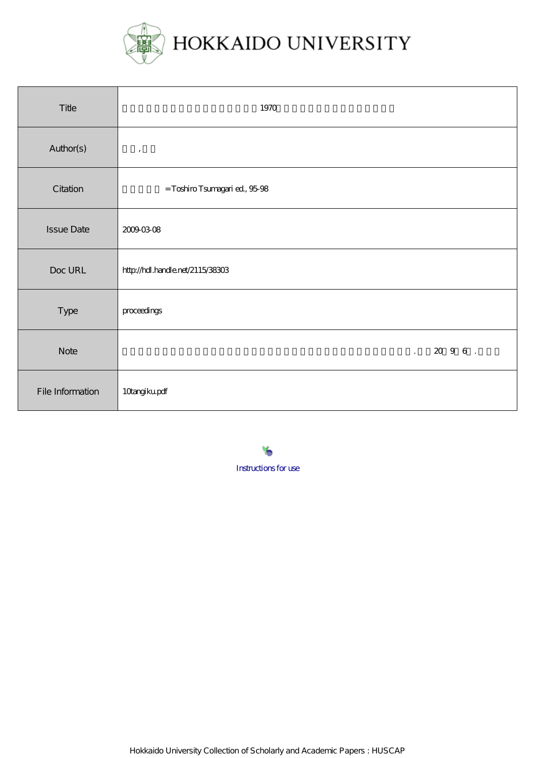# HOKKAIDO UNIVERSITY

| | |
|---|---|
| Title | 1970 |
| Author(s) | , |
| Citation | = Toshiro Tsumagari ed., 95-98 |
| Issue Date | 2009-03-08 |
| Doc URL | http://hdl.handle.net/2115/38303 |
| Type | proceedings |
| Note | . 20 9 6 . |
| File Information | 10tangiku.pdf |

Instructions for use

Hokkaido University Collection of Scholarly and Academic Papers : HUSCAP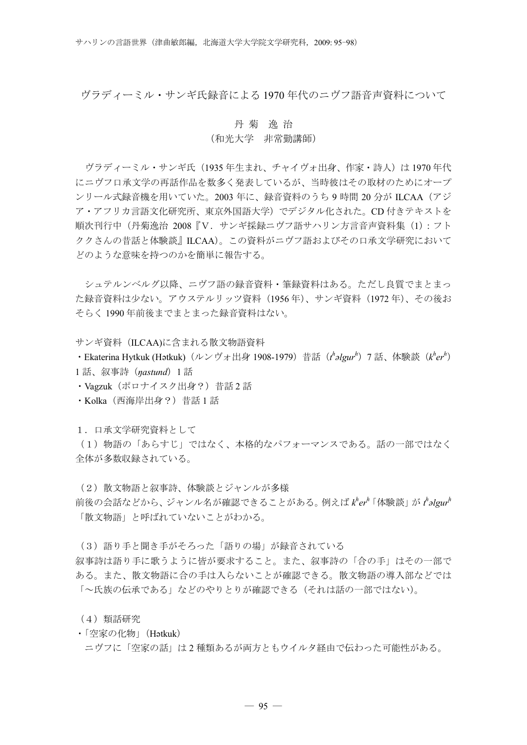# ヴラディーミル・サンギ氏録音による1970年代のニヴフ語音声資料について

丹菊　逸治
（和光大学　非常勤講師）

ヴラディーミル・サンギ氏（1935年生まれ、チャイヴォ出身、作家・詩人）は1970年代にニヴフ口承文学の再話作品を数多く発表しているが、当時彼はその取材のためにオープンリール式録音機を用いていた。2003年に、録音資料のうち9時間20分がILCAA（アジア・アフリカ言語文化研究所、東京外国語大学）でデジタル化された。CD付きテキストを順次刊行中（丹菊逸治 2008『V．サンギ採録ニヴフ語サハリン方言音声資料集（1）：フトククさんの昔話と体験談』ILCAA）。この資料がニヴフ語およびその口承文学研究においてどのような意味を持つのかを簡単に報告する。

シュテルンベルグ以降、ニヴフ語の録音資料・筆録資料はある。ただし良質でまとまった録音資料は少ない。アウステルリッツ資料（1956年）、サンギ資料（1972年）、その後おそらく1990年前後までまとまった録音資料はない。

サンギ資料（ILCAA)に含まれる散文物語資料

・Ekaterina Hytkuk (Hətkuk)（ルンヴォ出身 1908-1979）昔話（*tʰəlgurʰ*）7話、体験談（*kʰerʰ*）1話、叙事詩（*ŋastund*）1話
・Vagzuk（ポロナイスク出身？）昔話2話
・Kolka（西海岸出身？）昔話1話

１．口承文学研究資料として

（１）物語の「あらすじ」ではなく、本格的なパフォーマンスである。話の一部ではなく全体が多数収録されている。

（２）散文物語と叙事詩、体験談とジャンルが多様
前後の会話などから、ジャンル名が確認できることがある。例えば *kʰerʰ*「体験談」が *tʰəlgurʰ*「散文物語」と呼ばれていないことがわかる。

（３）語り手と聞き手がそろった「語りの場」が録音されている
叙事詩は語り手に歌うように皆が要求すること。また、叙事詩の「合の手」はその一部である。また、散文物語に合の手は入らないことが確認できる。散文物語の導入部などでは「〜氏族の伝承である」などのやりとりが確認できる（それは話の一部ではない）。

（４）類話研究
・「空家の化物」（Hətkuk）
　ニヴフに「空家の話」は2種類あるが両方ともウイルタ経由で伝わった可能性がある。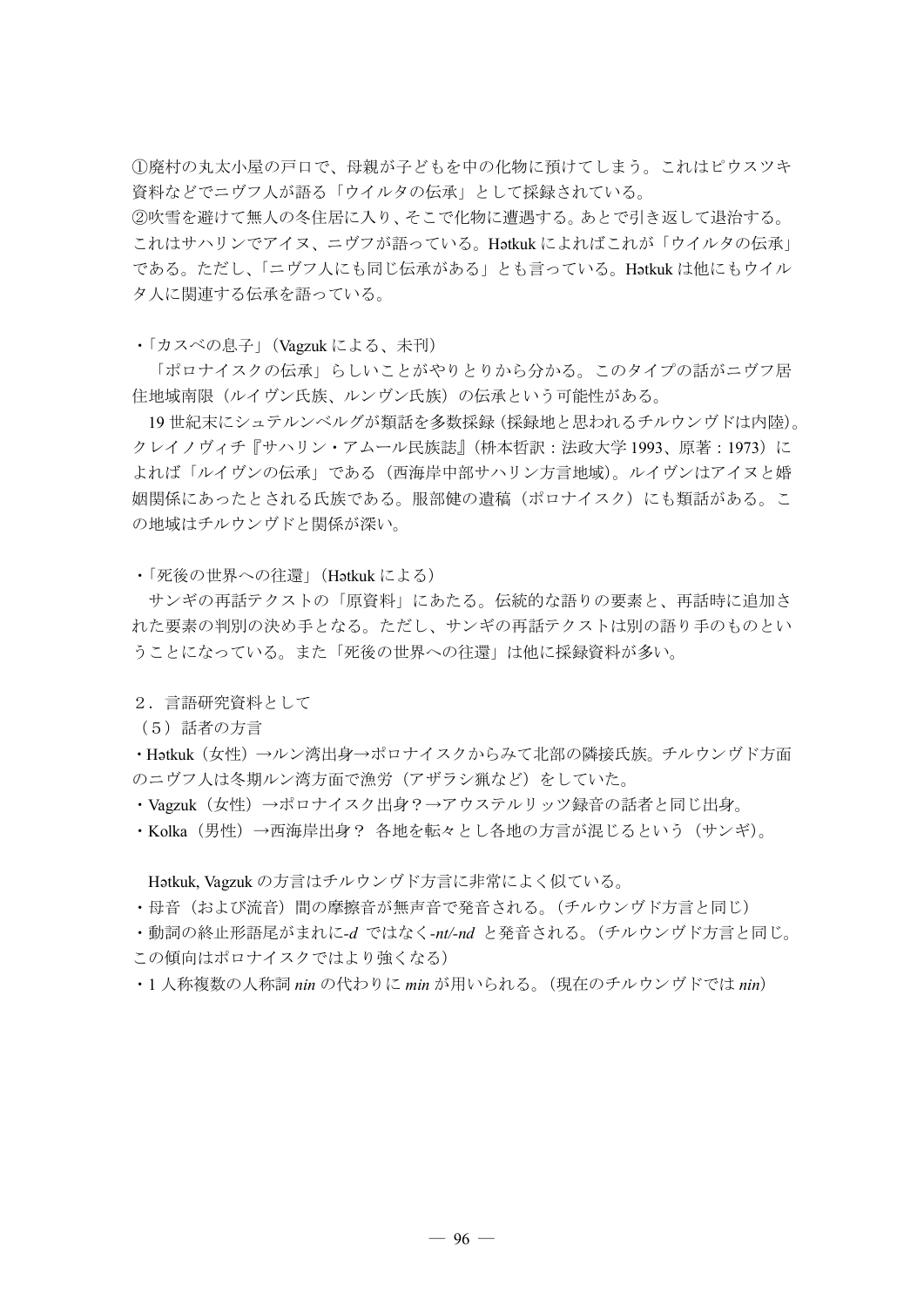①廃村の丸太小屋の戸口で、母親が子どもを中の化物に預けてしまう。これはピウスツキ資料などでニヴフ人が語る「ウイルタの伝承」として採録されている。
②吹雪を避けて無人の冬住居に入り、そこで化物に遭遇する。あとで引き返して退治する。これはサハリンでアイヌ、ニヴフが語っている。Hətkuk によればこれが「ウイルタの伝承」である。ただし、「ニヴフ人にも同じ伝承がある」とも言っている。Hətkuk は他にもウイルタ人に関連する伝承を語っている。

・「カスベの息子」（Vagzuk による、未刊）

「ポロナイスクの伝承」らしいことがやりとりから分かる。このタイプの話がニヴフ居住地域南限（ルイヴン氏族、ルンヴン氏族）の伝承という可能性がある。

19 世紀末にシュテルンベルグが類話を多数採録（採録地と思われるチルウンヴドは内陸）。クレイノヴィチ『サハリン・アムール民族誌』（枡本哲訳：法政大学 1993、原著：1973）によれば「ルイヴンの伝承」である（西海岸中部サハリン方言地域）。ルイヴンはアイヌと婚姻関係にあったとされる氏族である。服部健の遺稿（ポロナイスク）にも類話がある。この地域はチルウンヴドと関係が深い。

・「死後の世界への往還」（Hətkuk による）

サンギの再話テクストの「原資料」にあたる。伝統的な語りの要素と、再話時に追加された要素の判別の決め手となる。ただし、サンギの再話テクストは別の語り手のものということになっている。また「死後の世界への往還」は他に採録資料が多い。

２．言語研究資料として

（５）話者の方言

・Hətkuk（女性）→ルン湾出身→ポロナイスクからみて北部の隣接氏族。チルウンヴド方面のニヴフ人は冬期ルン湾方面で漁労（アザラシ猟など）をしていた。
・Vagzuk（女性）→ポロナイスク出身？→アウステルリッツ録音の話者と同じ出身。
・Kolka（男性）→西海岸出身？ 各地を転々とし各地の方言が混じるという（サンギ）。

Hətkuk, Vagzuk の方言はチルウンヴド方言に非常によく似ている。

・母音（および流音）間の摩擦音が無声音で発音される。（チルウンヴド方言と同じ）
・動詞の終止形語尾がまれに*-d* ではなく*-nt/-nd* と発音される。（チルウンヴド方言と同じ。この傾向はポロナイスクではより強くなる）
・1 人称複数の人称詞 *nin* の代わりに *min* が用いられる。（現在のチルウンヴドでは *nin*）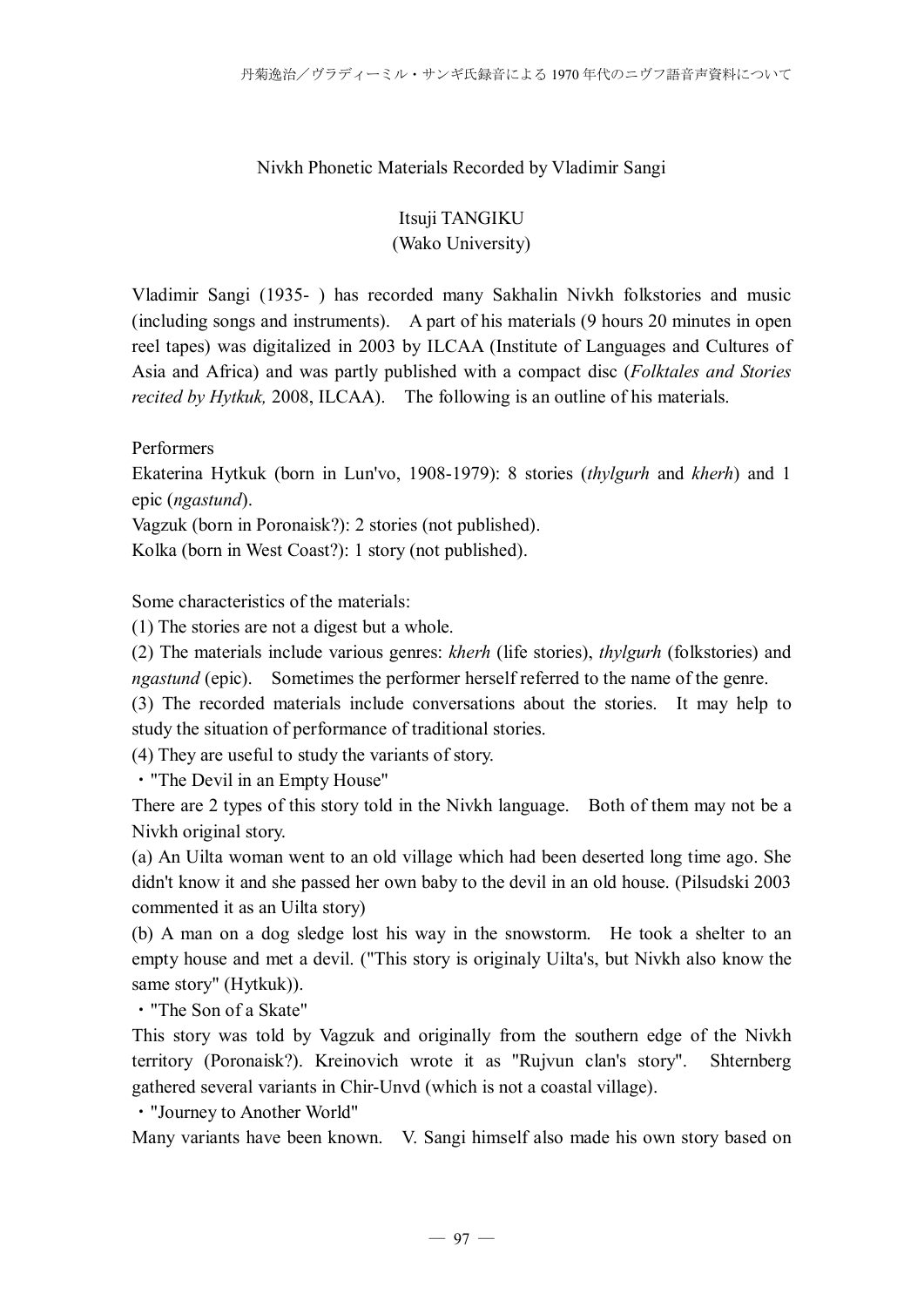# Nivkh Phonetic Materials Recorded by Vladimir Sangi

Itsuji TANGIKU
(Wako University)

Vladimir Sangi (1935- ) has recorded many Sakhalin Nivkh folkstories and music (including songs and instruments). A part of his materials (9 hours 20 minutes in open reel tapes) was digitalized in 2003 by ILCAA (Institute of Languages and Cultures of Asia and Africa) and was partly published with a compact disc (*Folktales and Stories recited by Hytkuk,* 2008, ILCAA). The following is an outline of his materials.

Performers

Ekaterina Hytkuk (born in Lun'vo, 1908-1979): 8 stories (*thylgurh* and *kherh*) and 1 epic (*ngastund*).

Vagzuk (born in Poronaisk?): 2 stories (not published).

Kolka (born in West Coast?): 1 story (not published).

Some characteristics of the materials:

(1) The stories are not a digest but a whole.

(2) The materials include various genres: *kherh* (life stories), *thylgurh* (folkstories) and *ngastund* (epic). Sometimes the performer herself referred to the name of the genre.

(3) The recorded materials include conversations about the stories. It may help to study the situation of performance of traditional stories.

(4) They are useful to study the variants of story.

・"The Devil in an Empty House"

There are 2 types of this story told in the Nivkh language. Both of them may not be a Nivkh original story.

(a) An Uilta woman went to an old village which had been deserted long time ago. She didn't know it and she passed her own baby to the devil in an old house. (Pilsudski 2003 commented it as an Uilta story)

(b) A man on a dog sledge lost his way in the snowstorm. He took a shelter to an empty house and met a devil. ("This story is originaly Uilta's, but Nivkh also know the same story" (Hytkuk)).

・"The Son of a Skate"

This story was told by Vagzuk and originally from the southern edge of the Nivkh territory (Poronaisk?). Kreinovich wrote it as "Rujvun clan's story". Shternberg gathered several variants in Chir-Unvd (which is not a coastal village).

・"Journey to Another World"

Many variants have been known. V. Sangi himself also made his own story based on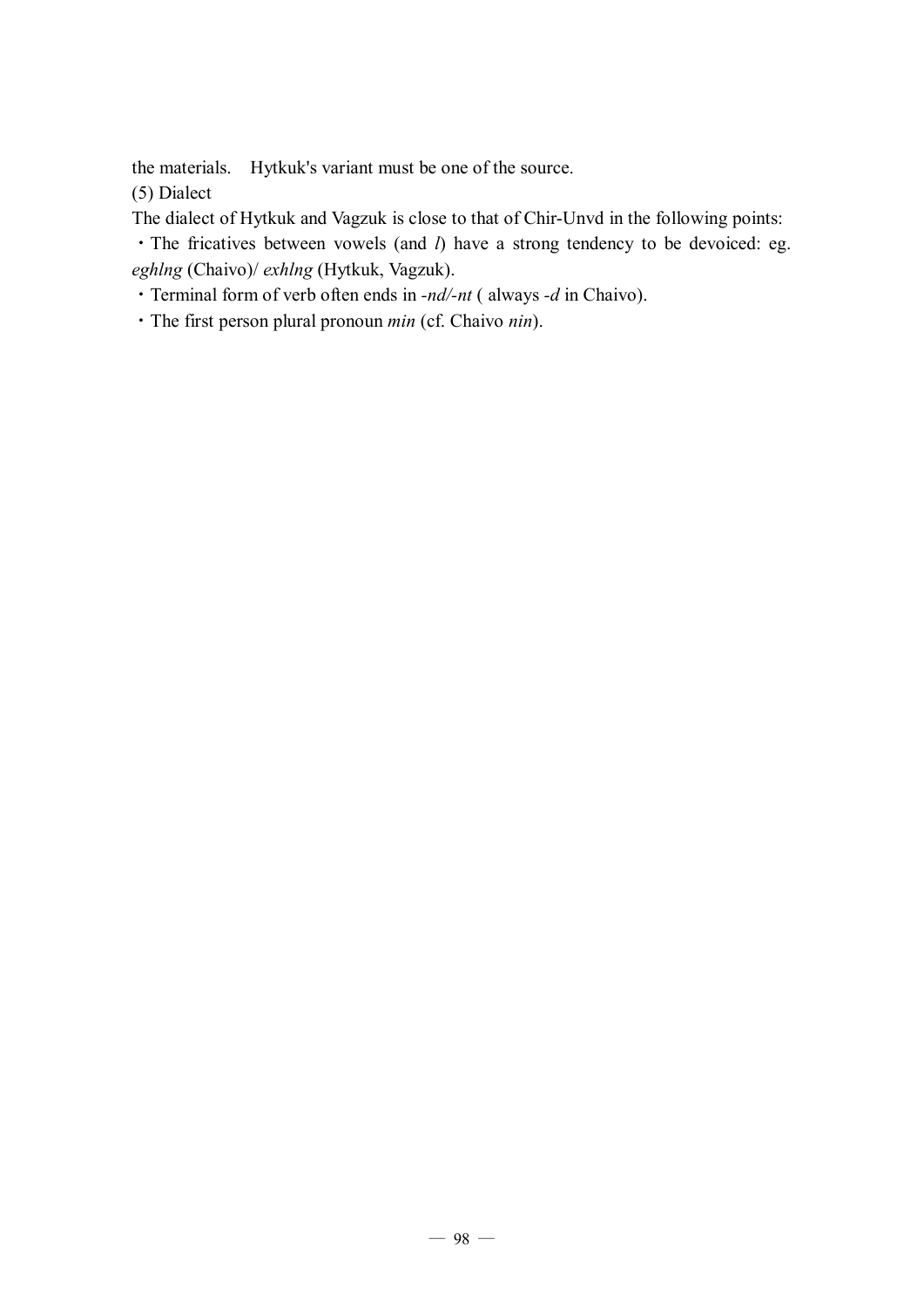the materials. Hytkuk's variant must be one of the source.

(5) Dialect

The dialect of Hytkuk and Vagzuk is close to that of Chir-Unvd in the following points:

・The fricatives between vowels (and *l*) have a strong tendency to be devoiced: eg. *eghlng* (Chaivo)/ *exhlng* (Hytkuk, Vagzuk).

・Terminal form of verb often ends in *-nd/-nt* ( always *-d* in Chaivo).

・The first person plural pronoun *min* (cf. Chaivo *nin*).